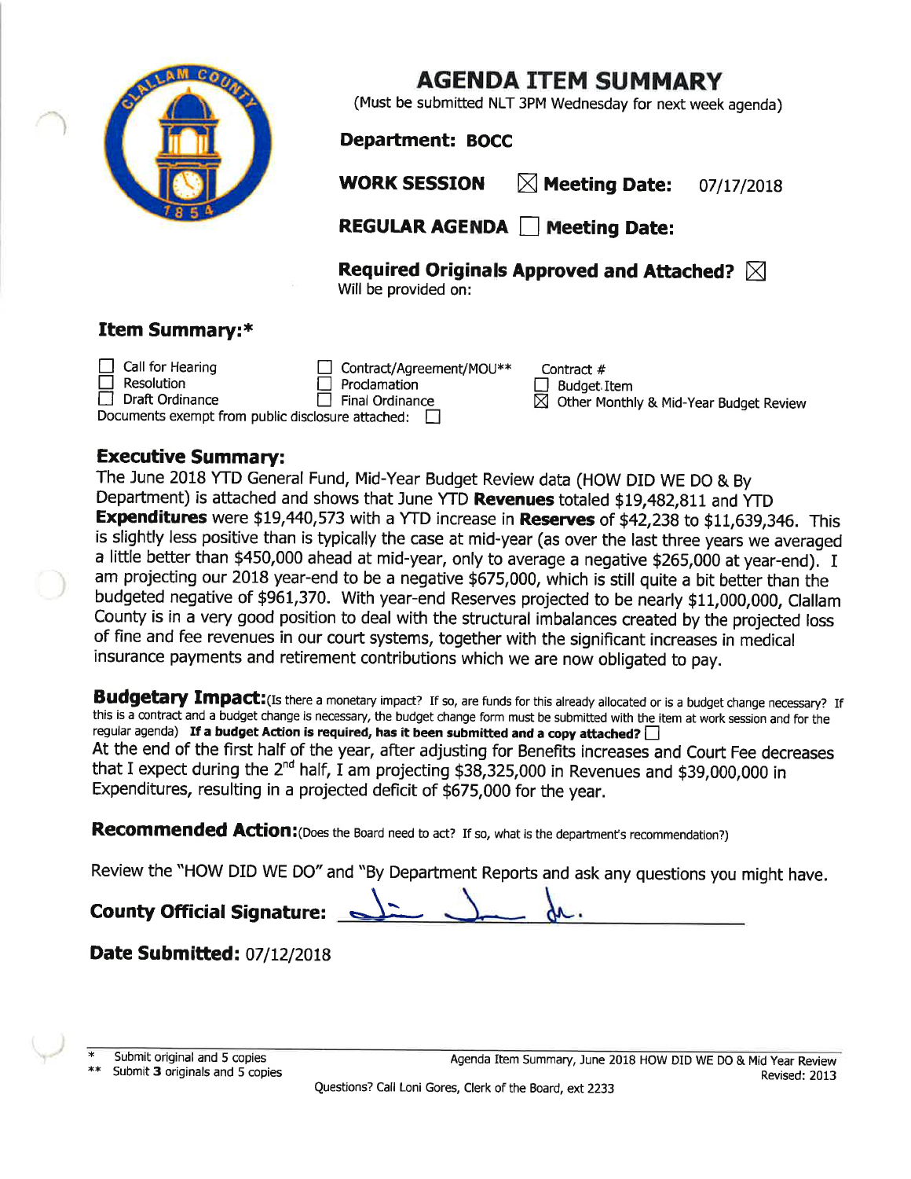# AGENDA ITEM SUMMARY

(Must be submitted NLT 3PM Wednesday for next week agenda)

**Department: BOCC**

**WORK SESSION** ☒ **Meeting Date:** 07/17/2018

**REGULAR AGENDA** ☐ **Meeting Date:**

**Required Originals Approved and Attached?** ☒
Will be provided on:

## Item Summary:*

☐ Call for Hearing
☐ Resolution
☐ Draft Ordinance
☐ Contract/Agreement/MOU**
☐ Proclamation
☐ Final Ordinance
Contract #
☐ Budget Item
☒ Other Monthly & Mid-Year Budget Review

Documents exempt from public disclosure attached: ☐

## Executive Summary:

The June 2018 YTD General Fund, Mid-Year Budget Review data (HOW DID WE DO & By Department) is attached and shows that June YTD **Revenues** totaled $19,482,811 and YTD **Expenditures** were $19,440,573 with a YTD increase in **Reserves** of $42,238 to $11,639,346. This is slightly less positive than is typically the case at mid-year (as over the last three years we averaged a little better than $450,000 ahead at mid-year, only to average a negative $265,000 at year-end). I am projecting our 2018 year-end to be a negative $675,000, which is still quite a bit better than the budgeted negative of $961,370. With year-end Reserves projected to be nearly $11,000,000, Clallam County is in a very good position to deal with the structural imbalances created by the projected loss of fine and fee revenues in our court systems, together with the significant increases in medical insurance payments and retirement contributions which we are now obligated to pay.

**Budgetary Impact:** (Is there a monetary impact? If so, are funds for this already allocated or is a budget change necessary? If this is a contract and a budget change is necessary, the budget change form must be submitted with the item at work session and for the regular agenda) **If a budget Action is required, has it been submitted and a copy attached?** ☐

At the end of the first half of the year, after adjusting for Benefits increases and Court Fee decreases that I expect during the 2nd half, I am projecting $38,325,000 in Revenues and $39,000,000 in Expenditures, resulting in a projected deficit of $675,000 for the year.

**Recommended Action:** (Does the Board need to act? If so, what is the department's recommendation?)

Review the "HOW DID WE DO" and "By Department Reports and ask any questions you might have.

**County Official Signature:** [signature]

**Date Submitted:** 07/12/2018

\* Submit original and 5 copies
\*\* Submit **3** originals and 5 copies

Agenda Item Summary, June 2018 HOW DID WE DO & Mid Year Review
Revised: 2013

Questions? Call Loni Gores, Clerk of the Board, ext 2233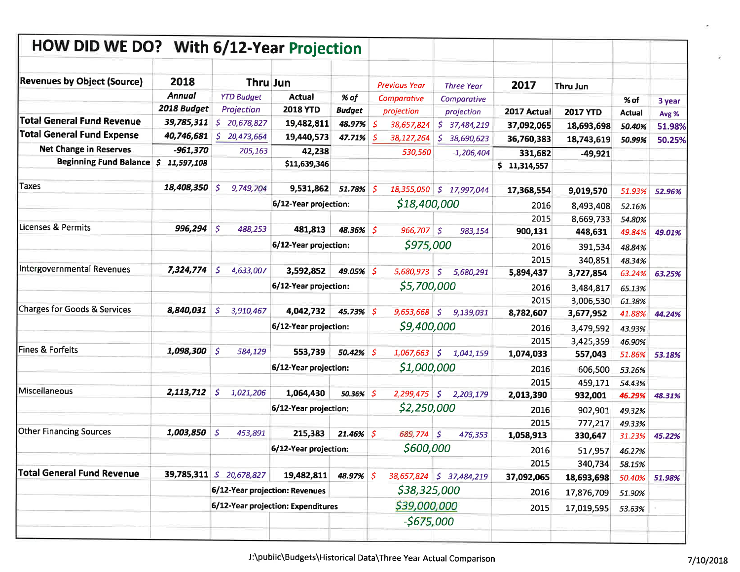# HOW DID WE DO? With 6/12-Year Projection

| Revenues by Object (Source) | 2018 Annual 2018 Budget | Thru Jun YTD Budget Projection | Actual 2018 YTD | % of Budget | Previous Year Comparative projection | Three Year Comparative projection | 2017 2017 Actual | Thru Jun 2017 YTD | % of Actual | 3 year Avg % |
|---|---|---|---|---|---|---|---|---|---|---|
| **Total General Fund Revenue** | 39,785,311 | $ 20,678,827 | 19,482,811 | 48.97% | $ 38,657,824 | $ 37,484,219 | 37,092,065 | 18,693,698 | 50.40% | 51.98% |
| **Total General Fund Expense** | 40,746,681 | $ 20,473,664 | 19,440,573 | 47.71% | $ 38,127,264 | $ 38,690,623 | 36,760,383 | 18,743,619 | 50.99% | 50.25% |
| **Net Change in Reserves** | -961,370 | 205,163 | 42,238 | | 530,560 | -1,206,404 | 331,682 | -49,921 | | |
| **Beginning Fund Balance** | $ 11,597,108 | | $11,639,346 | | | | $ 11,314,557 | | | |
| | | | | | | | | | | |
| Taxes | 18,408,350 | $ 9,749,704 | 9,531,862 | 51.78% | $ 18,355,050 | $ 17,997,044 | 17,368,554 | 9,019,570 | 51.93% | 52.96% |
| | | | 6/12-Year projection: | | $18,400,000 | | 2016 | 8,493,408 | 52.16% | |
| | | | | | | | 2015 | 8,669,733 | 54.80% | |
| Licenses & Permits | 996,294 | $ 488,253 | 481,813 | 48.36% | $ 966,707 | $ 983,154 | 900,131 | 448,631 | 49.84% | 49.01% |
| | | | 6/12-Year projection: | | $975,000 | | 2016 | 391,534 | 48.84% | |
| | | | | | | | 2015 | 340,851 | 48.34% | |
| Intergovernmental Revenues | 7,324,774 | $ 4,633,007 | 3,592,852 | 49.05% | $ 5,680,973 | $ 5,680,291 | 5,894,437 | 3,727,854 | 63.24% | 63.25% |
| | | | 6/12-Year projection: | | $5,700,000 | | 2016 | 3,484,817 | 65.13% | |
| | | | | | | | 2015 | 3,006,530 | 61.38% | |
| Charges for Goods & Services | 8,840,031 | $ 3,910,467 | 4,042,732 | 45.73% | $ 9,653,668 | $ 9,139,031 | 8,782,607 | 3,677,952 | 41.88% | 44.24% |
| | | | 6/12-Year projection: | | $9,400,000 | | 2016 | 3,479,592 | 43.93% | |
| | | | | | | | 2015 | 3,425,359 | 46.90% | |
| Fines & Forfeits | 1,098,300 | $ 584,129 | 553,739 | 50.42% | $ 1,067,663 | $ 1,041,159 | 1,074,033 | 557,043 | 51.86% | 53.18% |
| | | | 6/12-Year projection: | | $1,000,000 | | 2016 | 606,500 | 53.26% | |
| | | | | | | | 2015 | 459,171 | 54.43% | |
| Miscellaneous | 2,113,712 | $ 1,021,206 | 1,064,430 | 50.36% | $ 2,299,475 | $ 2,203,179 | 2,013,390 | 932,001 | 46.29% | 48.31% |
| | | | 6/12-Year projection: | | $2,250,000 | | 2016 | 902,901 | 49.32% | |
| | | | | | | | 2015 | 777,217 | 49.33% | |
| Other Financing Sources | 1,003,850 | $ 453,891 | 215,383 | 21.46% | $ 689,774 | $ 476,353 | 1,058,913 | 330,647 | 31.23% | 45.22% |
| | | | 6/12-Year projection: | | $600,000 | | 2016 | 517,957 | 46.27% | |
| | | | | | | | 2015 | 340,734 | 58.15% | |
| **Total General Fund Revenue** | 39,785,311 | $ 20,678,827 | 19,482,811 | 48.97% | $ 38,657,824 | $ 37,484,219 | 37,092,065 | 18,693,698 | 50.40% | 51.98% |
| | | 6/12-Year projection: Revenues | | | $38,325,000 | | 2016 | 17,876,709 | 51.90% | |
| | | 6/12-Year projection: Expenditures | | | $39,000,000 | | 2015 | 17,019,595 | 53.63% | |
| | | | | | -$675,000 | | | | | |

J:\public\Budgets\Historical Data\Three Year Actual Comparison

7/10/2018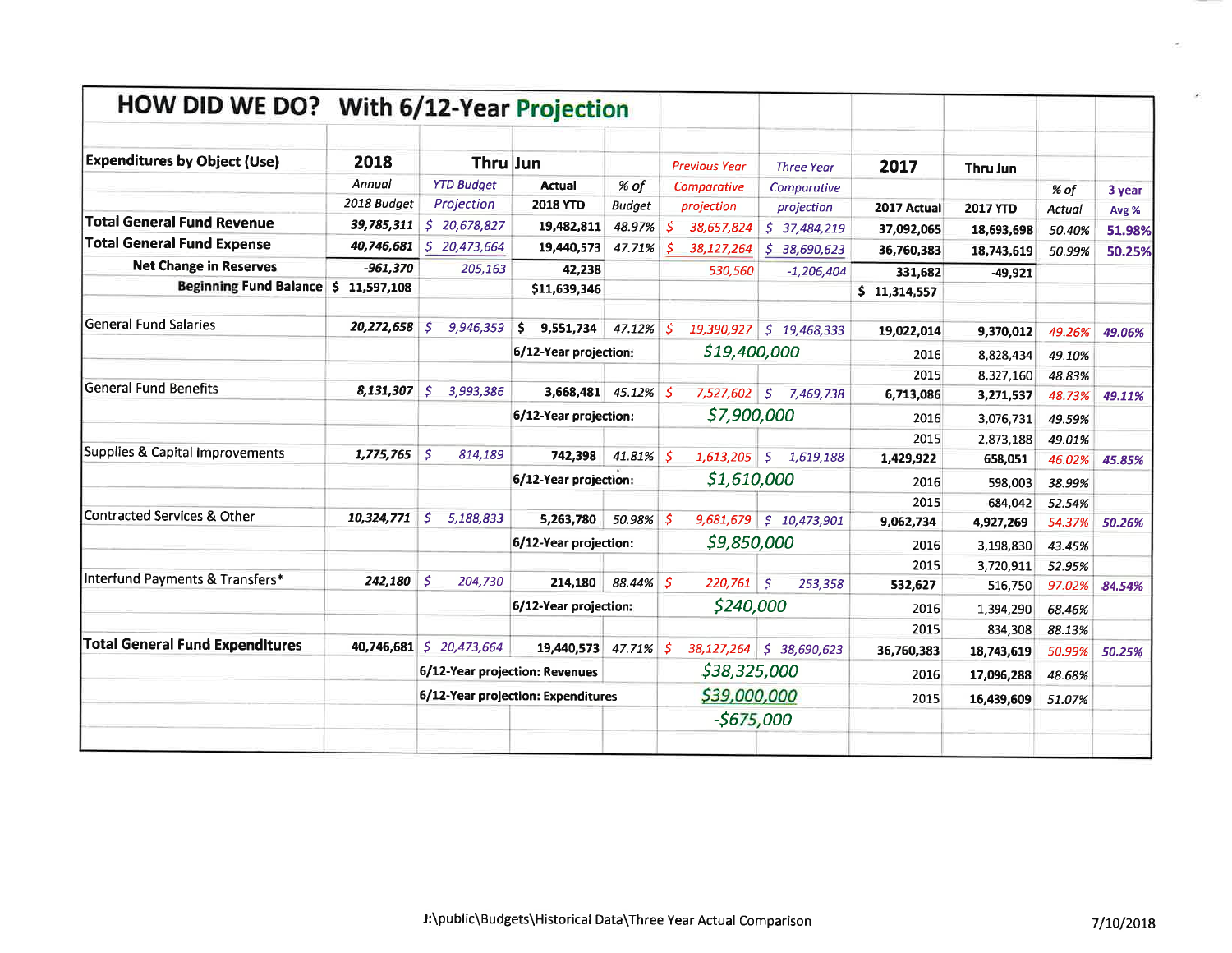# HOW DID WE DO? With 6/12-Year Projection

| Expenditures by Object (Use) | 2018 Annual 2018 Budget | Thru Jun YTD Budget Projection | Actual 2018 YTD | % of Budget | Previous Year Comparative projection | Three Year Comparative projection | 2017 2017 Actual | Thru Jun 2017 YTD | % of Actual | 3 year Avg % |
|---|---|---|---|---|---|---|---|---|---|---|
| **Total General Fund Revenue** | 39,785,311 | $ 20,678,827 | 19,482,811 | 48.97% | $ 38,657,824 | $ 37,484,219 | 37,092,065 | 18,693,698 | 50.40% | 51.98% |
| **Total General Fund Expense** | 40,746,681 | $ 20,473,664 | 19,440,573 | 47.71% | $ 38,127,264 | $ 38,690,623 | 36,760,383 | 18,743,619 | 50.99% | 50.25% |
| **Net Change in Reserves** | -961,370 | 205,163 | 42,238 | | 530,560 | -1,206,404 | 331,682 | -49,921 | | |
| **Beginning Fund Balance** | $ 11,597,108 | | $11,639,346 | | | | $ 11,314,557 | | | |
| | | | | | | | | | | |
| General Fund Salaries | 20,272,658 | $ 9,946,359 | $ 9,551,734 | 47.12% | $ 19,390,927 | $ 19,468,333 | 19,022,014 | 9,370,012 | 49.26% | 49.06% |
| | | | 6/12-Year projection: | | $19,400,000 | | 2016 | 8,828,434 | 49.10% | |
| | | | | | | | 2015 | 8,327,160 | 48.83% | |
| General Fund Benefits | 8,131,307 | $ 3,993,386 | 3,668,481 | 45.12% | $ 7,527,602 | $ 7,469,738 | 6,713,086 | 3,271,537 | 48.73% | 49.11% |
| | | | 6/12-Year projection: | | $7,900,000 | | 2016 | 3,076,731 | 49.59% | |
| | | | | | | | 2015 | 2,873,188 | 49.01% | |
| Supplies & Capital Improvements | 1,775,765 | $ 814,189 | 742,398 | 41.81% | $ 1,613,205 | $ 1,619,188 | 1,429,922 | 658,051 | 46.02% | 45.85% |
| | | | 6/12-Year projection: | | $1,610,000 | | 2016 | 598,003 | 38.99% | |
| | | | | | | | 2015 | 684,042 | 52.54% | |
| Contracted Services & Other | 10,324,771 | $ 5,188,833 | 5,263,780 | 50.98% | $ 9,681,679 | $ 10,473,901 | 9,062,734 | 4,927,269 | 54.37% | 50.26% |
| | | | 6/12-Year projection: | | $9,850,000 | | 2016 | 3,198,830 | 43.45% | |
| | | | | | | | 2015 | 3,720,911 | 52.95% | |
| Interfund Payments & Transfers* | 242,180 | $ 204,730 | 214,180 | 88.44% | $ 220,761 | $ 253,358 | 532,627 | 516,750 | 97.02% | 84.54% |
| | | | 6/12-Year projection: | | $240,000 | | 2016 | 1,394,290 | 68.46% | |
| | | | | | | | 2015 | 834,308 | 88.13% | |
| **Total General Fund Expenditures** | 40,746,681 | $ 20,473,664 | 19,440,573 | 47.71% | $ 38,127,264 | $ 38,690,623 | 36,760,383 | 18,743,619 | 50.99% | 50.25% |
| | | 6/12-Year projection: Revenues | | | $38,325,000 | | 2016 | 17,096,288 | 48.68% | |
| | | 6/12-Year projection: Expenditures | | | $39,000,000 | | 2015 | 16,439,609 | 51.07% | |
| | | | | | -$675,000 | | | | | |

J:\public\Budgets\Historical Data\Three Year Actual Comparison 7/10/2018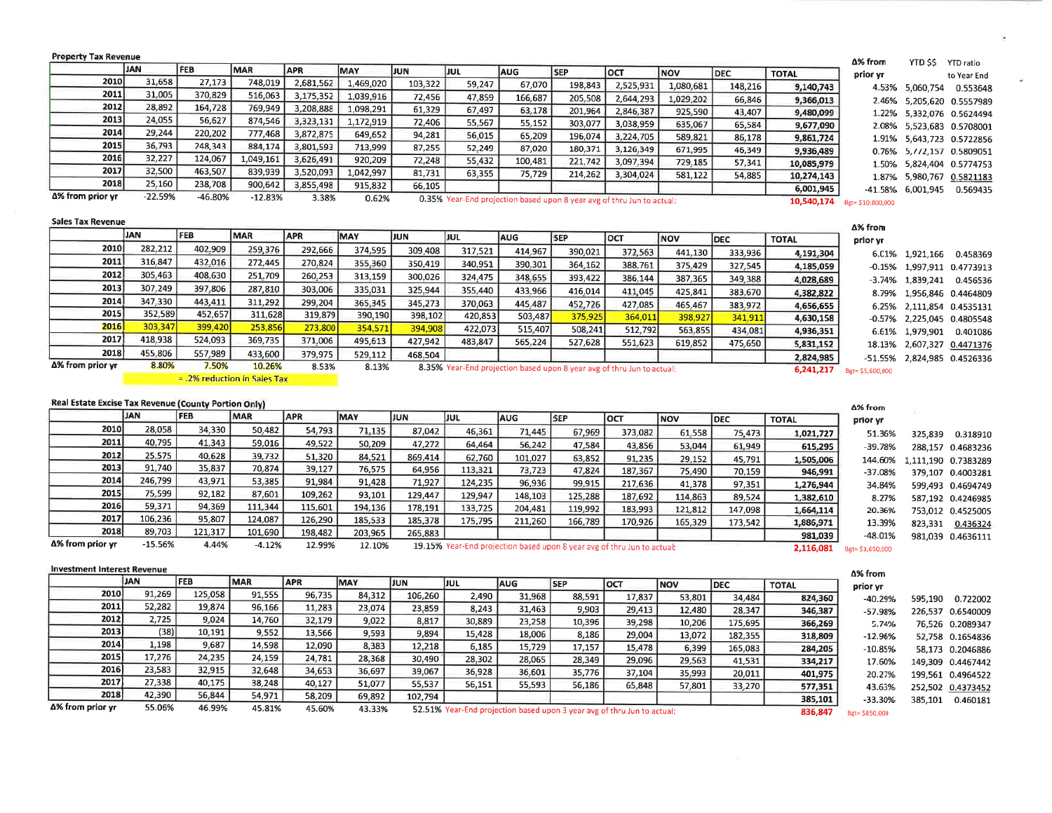## Property Tax Revenue

| | JAN | FEB | MAR | APR | MAY | JUN | JUL | AUG | SEP | OCT | NOV | DEC | TOTAL | Δ% from prior yr | YTD $$ | YTD ratio to Year End |
|---|---|---|---|---|---|---|---|---|---|---|---|---|---|---|---|---|
| 2010 | 31,658 | 27,173 | 748,019 | 2,681,562 | 1,469,020 | 103,322 | 59,247 | 67,070 | 198,843 | 2,525,931 | 1,080,681 | 148,216 | 9,140,743 | 4.53% | 5,060,754 | 0.553648 |
| 2011 | 31,005 | 370,829 | 516,063 | 3,175,352 | 1,039,916 | 72,456 | 47,859 | 166,687 | 205,508 | 2,644,293 | 1,029,202 | 66,846 | 9,366,013 | 2.46% | 5,205,620 | 0.5557989 |
| 2012 | 28,892 | 164,728 | 769,949 | 3,208,888 | 1,098,291 | 61,329 | 67,497 | 63,178 | 201,964 | 2,846,387 | 925,590 | 43,407 | 9,480,099 | 1.22% | 5,332,076 | 0.5624494 |
| 2013 | 24,055 | 56,627 | 874,546 | 3,323,131 | 1,172,919 | 72,406 | 55,567 | 55,152 | 303,077 | 3,038,959 | 635,067 | 65,584 | 9,677,090 | 2.08% | 5,523,683 | 0.5708001 |
| 2014 | 29,244 | 220,202 | 777,468 | 3,872,875 | 649,652 | 94,281 | 56,015 | 65,209 | 196,074 | 3,224,705 | 589,821 | 86,178 | 9,861,724 | 1.91% | 5,643,723 | 0.5722856 |
| 2015 | 36,793 | 248,343 | 884,174 | 3,801,593 | 713,999 | 87,255 | 52,249 | 87,020 | 180,371 | 3,126,349 | 671,995 | 46,349 | 9,936,489 | 0.76% | 5,772,157 | 0.5809051 |
| 2016 | 32,227 | 124,067 | 1,049,161 | 3,626,491 | 920,209 | 72,248 | 55,432 | 100,481 | 221,742 | 3,097,394 | 729,185 | 57,341 | 10,085,979 | 1.50% | 5,824,404 | 0.5774753 |
| 2017 | 32,500 | 463,507 | 839,939 | 3,520,093 | 1,042,997 | 81,731 | 63,355 | 75,729 | 214,262 | 3,304,024 | 581,122 | 54,885 | 10,274,143 | 1.87% | 5,980,767 | 0.5821183 |
| 2018 | 25,160 | 238,708 | 900,642 | 3,855,498 | 915,832 | 66,105 | | | | | | | 6,001,945 | -41.58% | 6,001,945 | 0.569435 |
| Δ% from prior yr | -22.59% | -46.80% | -12.83% | 3.38% | 0.62% | 0.35% | Year-End projection based upon 8 year avg of thru Jun to actual: | | | | | | 10,540,174 | Bgt= $10,800,000 | | |

## Sales Tax Revenue

| | JAN | FEB | MAR | APR | MAY | JUN | JUL | AUG | SEP | OCT | NOV | DEC | TOTAL | Δ% from prior yr | | |
|---|---|---|---|---|---|---|---|---|---|---|---|---|---|---|---|---|
| 2010 | 282,212 | 402,909 | 259,376 | 292,666 | 374,595 | 309,408 | 317,521 | 414,967 | 390,021 | 372,563 | 441,130 | 333,936 | 4,191,304 | 6.01% | 1,921,166 | 0.458369 |
| 2011 | 316,847 | 432,016 | 272,445 | 270,824 | 355,360 | 350,419 | 340,951 | 390,301 | 364,162 | 388,761 | 375,429 | 327,545 | 4,185,059 | -0.15% | 1,997,911 | 0.4773913 |
| 2012 | 305,463 | 408,630 | 251,709 | 260,253 | 313,159 | 300,026 | 324,475 | 348,655 | 393,422 | 386,144 | 387,365 | 349,388 | 4,028,689 | -3.74% | 1,839,241 | 0.456536 |
| 2013 | 307,249 | 397,806 | 287,810 | 303,006 | 335,031 | 325,944 | 355,440 | 433,966 | 416,014 | 411,045 | 425,841 | 383,670 | 4,382,822 | 8.79% | 1,956,846 | 0.4464809 |
| 2014 | 347,330 | 443,411 | 311,292 | 299,204 | 365,345 | 345,273 | 370,063 | 445,487 | 452,726 | 427,085 | 465,467 | 383,972 | 4,656,655 | 6.25% | 2,111,854 | 0.4535131 |
| 2015 | 352,589 | 452,657 | 311,628 | 319,879 | 390,190 | 398,102 | 420,853 | 503,487 | 375,925 | 364,011 | 398,927 | 341,911 | 4,630,158 | -0.57% | 2,225,045 | 0.4805548 |
| 2016 | 303,347 | 399,420 | 253,856 | 273,800 | 354,571 | 394,908 | 422,073 | 515,407 | 508,241 | 512,792 | 563,855 | 434,081 | 4,936,351 | 6.61% | 1,979,901 | 0.401086 |
| 2017 | 418,938 | 524,093 | 369,735 | 371,006 | 495,613 | 427,942 | 483,847 | 565,224 | 527,628 | 551,623 | 619,852 | 475,650 | 5,831,152 | 18.13% | 2,607,327 | 0.4471376 |
| 2018 | 455,806 | 557,989 | 433,600 | 379,975 | 529,112 | 468,504 | | | | | | | 2,824,985 | -51.55% | 2,824,985 | 0.4526336 |
| Δ% from prior yr | 8.80% | 7.50% | 10.26% | 8.53% | 8.13% | 8.35% | Year-End projection based upon 8 year avg of thru Jun to actual: | | | | | | 6,241,217 | Bgt= $5,600,000 | | |

= .2% reduction in Sales Tax

## Real Estate Excise Tax Revenue (County Portion Only)

| | JAN | FEB | MAR | APR | MAY | JUN | JUL | AUG | SEP | OCT | NOV | DEC | TOTAL | Δ% from prior yr | | |
|---|---|---|---|---|---|---|---|---|---|---|---|---|---|---|---|---|
| 2010 | 28,058 | 34,330 | 50,482 | 54,793 | 71,135 | 87,042 | 46,361 | 71,445 | 67,969 | 373,082 | 61,558 | 75,473 | 1,021,727 | 51.36% | 325,839 | 0.318910 |
| 2011 | 40,795 | 41,343 | 59,016 | 49,522 | 50,209 | 47,272 | 64,464 | 56,242 | 47,584 | 43,856 | 53,044 | 61,949 | 615,295 | -39.78% | 288,157 | 0.4683236 |
| 2012 | 25,575 | 40,628 | 39,732 | 51,320 | 84,521 | 869,414 | 62,760 | 101,027 | 63,852 | 91,235 | 29,152 | 45,791 | 1,505,006 | 144.60% | 1,111,190 | 0.7383289 |
| 2013 | 91,740 | 35,837 | 70,874 | 39,127 | 76,575 | 64,956 | 113,321 | 73,723 | 47,824 | 187,367 | 75,490 | 70,159 | 946,991 | -37.08% | 379,107 | 0.4003281 |
| 2014 | 246,799 | 43,971 | 53,385 | 91,984 | 91,428 | 71,927 | 124,235 | 96,936 | 99,915 | 217,636 | 41,378 | 97,351 | 1,276,944 | 34.84% | 599,493 | 0.4694749 |
| 2015 | 75,599 | 92,182 | 87,601 | 109,262 | 93,101 | 129,447 | 129,947 | 148,103 | 125,288 | 187,692 | 114,863 | 89,524 | 1,382,610 | 8.27% | 587,192 | 0.4246985 |
| 2016 | 59,371 | 94,369 | 111,344 | 115,601 | 194,136 | 178,191 | 133,725 | 204,481 | 119,992 | 183,993 | 121,812 | 147,098 | 1,664,114 | 20.36% | 753,012 | 0.4525005 |
| 2017 | 106,236 | 95,807 | 124,087 | 126,290 | 185,533 | 185,378 | 175,795 | 211,260 | 166,789 | 170,926 | 165,329 | 173,542 | 1,886,971 | 13.39% | 823,331 | 0.436324 |
| 2018 | 89,703 | 121,317 | 101,690 | 198,482 | 203,965 | 265,883 | | | | | | | 981,039 | -48.01% | 981,039 | 0.4636111 |
| Δ% from prior yr | -15.56% | 4.44% | -4.12% | 12.99% | 12.10% | 19.15% | Year-End projection based upon 8 year avg of thru Jun to actual: | | | | | | 2,116,081 | Bgt= $1,650,000 | | |

## Investment Interest Revenue

| | JAN | FEB | MAR | APR | MAY | JUN | JUL | AUG | SEP | OCT | NOV | DEC | TOTAL | Δ% from prior yr | | |
|---|---|---|---|---|---|---|---|---|---|---|---|---|---|---|---|---|
| 2010 | 91,269 | 125,058 | 91,555 | 96,735 | 84,312 | 106,260 | 2,490 | 31,968 | 88,591 | 17,837 | 53,801 | 34,484 | 824,360 | -40.29% | 595,190 | 0.722002 |
| 2011 | 52,282 | 19,874 | 96,166 | 11,283 | 23,074 | 23,859 | 8,243 | 31,463 | 9,903 | 29,413 | 12,480 | 28,347 | 346,387 | -57.98% | 226,537 | 0.6540009 |
| 2012 | 2,725 | 9,024 | 14,760 | 32,179 | 9,022 | 8,817 | 30,889 | 23,258 | 10,396 | 39,298 | 10,206 | 175,695 | 366,269 | 5.74% | 76,526 | 0.2089347 |
| 2013 | (38) | 10,191 | 9,552 | 13,566 | 9,593 | 9,894 | 15,428 | 18,006 | 8,186 | 29,004 | 13,072 | 182,355 | 318,809 | -12.96% | 52,758 | 0.1654836 |
| 2014 | 1,198 | 9,687 | 14,598 | 12,090 | 8,383 | 12,218 | 6,185 | 15,729 | 17,157 | 15,478 | 6,399 | 165,083 | 284,205 | -10.85% | 58,173 | 0.2046886 |
| 2015 | 17,276 | 24,235 | 24,159 | 24,781 | 28,368 | 30,490 | 28,302 | 28,065 | 28,349 | 29,096 | 29,563 | 41,531 | 334,217 | 17.60% | 149,309 | 0.4467442 |
| 2016 | 23,583 | 32,915 | 32,648 | 34,653 | 36,697 | 39,067 | 36,928 | 36,601 | 35,776 | 37,104 | 35,993 | 20,011 | 401,975 | 20.27% | 199,561 | 0.4964522 |
| 2017 | 27,338 | 40,175 | 38,248 | 40,127 | 51,077 | 55,537 | 56,151 | 55,593 | 56,186 | 65,848 | 57,801 | 33,270 | 577,351 | 43.63% | 252,502 | 0.4373452 |
| 2018 | 42,390 | 56,844 | 54,971 | 58,209 | 69,892 | 102,794 | | | | | | | 385,101 | -33.30% | 385,101 | 0.460181 |
| Δ% from prior yr | 55.06% | 46.99% | 45.81% | 45.60% | 43.33% | 52.51% | Year-End projection based upon 3 year avg of thru Jun to actual: | | | | | | 836,847 | Bgt= $850,000 | | |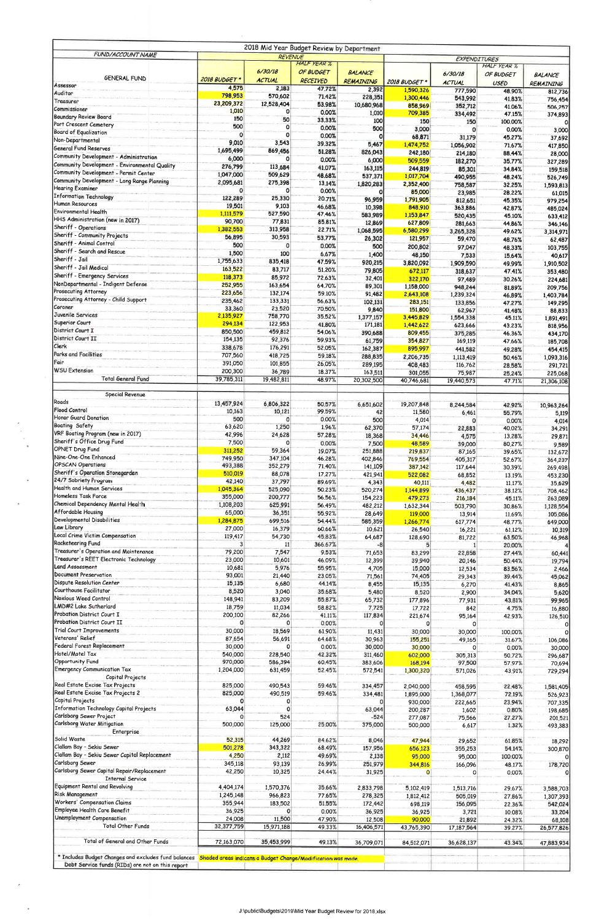# 2018 Mid Year Budget Review by Department

| FUND/ACCOUNT NAME | REVENUE | | | | EXPENDITURES | | | |
|---|---|---|---|---|---|---|---|---|
| GENERAL FUND | 2018 BUDGET * | 6/30/18 ACTUAL | HALF YEAR % OF BUDGET RECEIVED | BALANCE REMAINING | 2018 BUDGET * | 6/30/18 ACTUAL | HALF YEAR % OF BUDGET USED | BALANCE REMAINING |
| Assessor | 4,575 | 2,183 | 47.72% | 2,392 | 1,590,326 | 777,590 | 48.90% | 812,736 |
| Auditor | 798,953 | 570,602 | 71.42% | 228,351 | 1,300,446 | 543,992 | 41.83% | 756,454 |
| Treasurer | 23,209,372 | 12,528,404 | 53.98% | 10,680,968 | 858,969 | 352,712 | 41.06% | 506,257 |
| Commissioner | 1,010 | 0 | 0.00% | 1,010 | 709,385 | 334,492 | 47.15% | 374,893 |
| Boundary Review Board | 150 | 50 | 33.33% | 100 | 150 | 150 | 100.00% | 0 |
| Port Crescent Cemetery | 500 | 0 | 0.00% | 500 | 3,000 | 0 | 0.00% | 3,000 |
| Board of Equalization | 0 | 0 | 0.00% | 0 | 68,871 | 31,179 | 45.27% | 37,692 |
| Non-Departmental | 9,010 | 3,543 | 39.32% | 5,467 | 1,474,752 | 1,056,902 | 71.67% | 417,850 |
| General Fund Reserves | 1,695,499 | 869,456 | 51.28% | 826,043 | 242,180 | 214,180 | 88.44% | 28,000 |
| Community Development - Administration | 6,000 | 0 | 0.00% | 6,000 | 509,559 | 182,270 | 35.77% | 327,289 |
| Community Development - Environmental Quality | 276,799 | 113,684 | 41.07% | 163,115 | 244,819 | 85,301 | 34.84% | 159,518 |
| Community Development - Permit Center | 1,047,000 | 509,629 | 48.68% | 537,371 | 1,017,704 | 490,955 | 48.24% | 526,749 |
| Community Development - Long Range Planning | 2,095,681 | 275,398 | 13.14% | 1,820,283 | 2,352,400 | 758,587 | 32.25% | 1,593,813 |
| Hearing Examiner | 0 | 0 | 0.00% | 0 | 85,000 | 23,985 | 28.22% | 61,015 |
| Information Technology | 122,289 | 25,330 | 20.71% | 96,959 | 1,791,905 | 812,651 | 45.35% | 979,254 |
| Human Resources | 19,501 | 9,103 | 46.68% | 10,398 | 848,910 | 363,886 | 42.87% | 485,024 |
| Environmental Health | 1,111,579 | 527,590 | 47.46% | 583,989 | 1,153,847 | 520,435 | 45.10% | 633,412 |
| HHS Administration (new in 2017) | 90,700 | 77,831 | 85.81% | 12,869 | 627,809 | 281,663 | 44.86% | 346,146 |
| Sheriff - Operations | 1,382,553 | 313,958 | 22.71% | 1,068,595 | 6,580,299 | 3,265,328 | 49.62% | 3,314,971 |
| Sheriff - Community Projects | 56,895 | 30,593 | 53.77% | 26,302 | 121,957 | 59,470 | 48.76% | 62,487 |
| Sheriff - Animal Control | 500 | 0 | 0.00% | 500 | 200,802 | 97,047 | 48.33% | 103,755 |
| Sheriff - Search and Rescue | 1,500 | 100 | 6.67% | 1,400 | 48,150 | 7,533 | 15.64% | 40,617 |
| Sheriff - Jail | 1,755,633 | 835,418 | 47.59% | 920,215 | 3,820,092 | 1,909,590 | 49.99% | 1,910,502 |
| Sheriff - Jail Medical | 163,522 | 83,717 | 51.20% | 79,805 | 672,117 | 318,637 | 47.41% | 353,480 |
| Sheriff - Emergency Services | 118,373 | 85,972 | 72.63% | 32,401 | 322,170 | 97,489 | 30.26% | 224,681 |
| NonDepartmental - Indigent Defense | 252,955 | 163,654 | 64.70% | 89,301 | 1,158,000 | 948,244 | 81.89% | 209,756 |
| Prosecuting Attorney | 223,656 | 132,174 | 59.10% | 91,482 | 2,643,108 | 1,239,324 | 46.89% | 1,403,784 |
| Prosecuting Attorney - Child Support | 235,462 | 133,331 | 56.63% | 102,131 | 283,151 | 133,856 | 47.27% | 149,295 |
| Coroner | 33,360 | 23,520 | 70.50% | 9,840 | 151,800 | 62,967 | 41.48% | 88,833 |
| Juvenile Services | 2,135,927 | 758,770 | 35.52% | 1,377,157 | 3,445,829 | 1,554,338 | 45.11% | 1,891,491 |
| Superior Court | 294,134 | 122,953 | 41.80% | 171,181 | 1,442,622 | 623,666 | 43.23% | 818,956 |
| District Court I | 850,500 | 459,812 | 54.06% | 390,688 | 809,455 | 375,285 | 46.36% | 434,170 |
| District Court II | 154,135 | 92,376 | 59.93% | 61,759 | 354,827 | 169,119 | 47.66% | 185,708 |
| Clerk | 338,678 | 176,291 | 52.05% | 162,387 | 895,997 | 441,582 | 49.28% | 454,415 |
| Parks and Facilities | 707,560 | 418,725 | 59.18% | 288,835 | 2,206,735 | 1,113,419 | 50.46% | 1,093,316 |
| Fair | 391,050 | 101,855 | 26.05% | 289,195 | 408,483 | 116,762 | 28.58% | 291,721 |
| WSU Extension | 200,300 | 36,789 | 18.37% | 163,511 | 301,055 | 75,987 | 25.24% | 225,068 |
| Total General Fund | 39,785,311 | 19,482,811 | 48.97% | 20,302,500 | 40,746,681 | 19,440,573 | 47.71% | 21,306,108 |
| **Special Revenue** | | | | | | | | |
| Roads | 13,457,924 | 6,806,322 | 50.57% | 6,651,602 | 19,207,848 | 8,244,584 | 42.92% | 10,963,264 |
| Flood Control | 10,163 | 10,121 | 99.59% | 42 | 11,580 | 6,461 | 55.79% | 5,119 |
| Honor Guard Donation | 500 | 0 | 0.00% | 500 | 4,014 | 0 | 0.00% | 4,014 |
| Boating Safety | 63,620 | 1,250 | 1.96% | 62,370 | 57,174 | 22,883 | 40.02% | 34,291 |
| VRF Boating Program (new in 2017) | 42,996 | 24,628 | 57.28% | 18,368 | 34,446 | 4,575 | 13.28% | 29,871 |
| Sheriff's Office Drug Fund | 7,500 | 0 | 0.00% | 7,500 | 48,589 | 39,000 | 80.27% | 9,589 |
| OPNET Drug Fund | 311,252 | 59,364 | 19.07% | 251,888 | 219,837 | 87,165 | 39.65% | 132,672 |
| Nine-One-One Enhanced | 749,950 | 347,104 | 46.28% | 402,846 | 769,554 | 405,317 | 52.67% | 364,237 |
| OPSCAN Operations | 493,388 | 352,279 | 71.40% | 141,109 | 387,142 | 117,644 | 30.39% | 269,498 |
| Sheriff's Operation Stonegarden | 510,019 | 88,078 | 17.27% | 421,941 | 522,082 | 68,852 | 13.19% | 453,230 |
| 24/7 Sobriety Program | 42,140 | 37,797 | 89.69% | 4,343 | 40,111 | 4,482 | 11.17% | 35,629 |
| Health and Human Services | 1,045,364 | 525,090 | 50.23% | 520,274 | 1,144,899 | 436,437 | 38.12% | 708,462 |
| Homeless Task Force | 355,000 | 200,777 | 56.56% | 154,223 | 479,273 | 216,184 | 45.11% | 263,089 |
| Chemical Dependency Mental Health | 1,108,203 | 625,991 | 56.49% | 482,212 | 1,632,344 | 503,790 | 30.86% | 1,128,554 |
| Affordable Housing | 65,000 | 36,351 | 55.92% | 28,649 | 119,000 | 13,914 | 11.69% | 105,086 |
| Developmental Disabilities | 1,284,875 | 699,516 | 54.44% | 585,359 | 1,266,774 | 617,774 | 48.77% | 649,000 |
| Law Library | 27,000 | 16,379 | 60.66% | 10,621 | 26,540 | 16,221 | 61.12% | 10,319 |
| Local Crime Victim Compensation | 119,417 | 54,730 | 45.83% | 64,687 | 128,690 | 81,722 | 63.50% | 46,968 |
| Racketeering Fund | 3 | 11 | 366.67% | -8 | 5 | 1 | 20.00% | 4 |
| Treasurer's Operation and Maintenance | 79,200 | 7,547 | 9.53% | 71,653 | 83,299 | 22,858 | 27.44% | 60,441 |
| Treasurer's REET Electronic Technology | 23,000 | 10,601 | 46.09% | 12,399 | 39,940 | 20,146 | 50.44% | 19,794 |
| Land Assessment | 10,681 | 5,976 | 55.95% | 4,705 | 15,000 | 12,534 | 83.56% | 2,466 |
| Document Preservation | 93,001 | 21,440 | 23.05% | 71,561 | 74,405 | 29,343 | 39.44% | 45,062 |
| Dispute Resolution Center | 15,135 | 6,680 | 44.14% | 8,455 | 15,135 | 6,270 | 41.43% | 8,865 |
| Courthouse Facilitator | 8,520 | 3,040 | 35.68% | 5,480 | 8,520 | 2,900 | 34.04% | 5,620 |
| Noxious Weed Control | 148,941 | 83,209 | 55.87% | 65,732 | 177,896 | 77,931 | 43.81% | 99,965 |
| LMD#2 Lake Sutherland | 18,759 | 11,034 | 58.82% | 7,725 | 17,722 | 842 | 4.75% | 16,880 |
| Probation District Court I | 200,100 | 82,266 | 41.11% | 117,834 | 221,674 | 95,164 | 42.93% | 126,510 |
| Probation District Court II | 0 | 0 | 0.00% | 0 | 0 | 0 | | 0 |
| Trial Court Improvements | 30,000 | 18,569 | 61.90% | 11,431 | 30,000 | 30,000 | 100.00% | 0 |
| Veterans' Relief | 87,654 | 56,691 | 64.68% | 30,963 | 155,251 | 49,165 | 31.67% | 106,086 |
| Federal Forest Replacement | 30,000 | 0 | 0.00% | 30,000 | 30,000 | 0 | 0.00% | 30,000 |
| Hotel/Motel Tax | 540,000 | 228,540 | 42.32% | 311,460 | 602,000 | 305,313 | 50.72% | 296,687 |
| Opportunity Fund | 970,000 | 586,394 | 60.45% | 383,606 | 168,194 | 97,500 | 57.97% | 70,694 |
| Emergency Communication Tax | 1,204,000 | 631,459 | 52.45% | 572,541 | 1,300,320 | 571,026 | 43.91% | 729,294 |
| **Capital Projects** | | | | | | | | |
| Real Estate Excise Tax Projects | 825,000 | 490,543 | 59.46% | 334,457 | 2,040,000 | 458,595 | 22.48% | 1,581,405 |
| Real Estate Excise Tax Projects 2 | 825,000 | 490,519 | 59.46% | 334,481 | 1,895,000 | 1,368,077 | 72.19% | 526,923 |
| Capital Projects | 0 | 0 | | 0 | 930,000 | 222,665 | 23.94% | 707,335 |
| Information Technology Capital Projects | 63,044 | 0 | | 63,044 | 200,287 | 1,602 | 0.80% | 198,685 |
| Carlsborg Sewer Project | 0 | 524 | | -524 | 277,087 | 75,566 | 27.27% | 201,521 |
| Carlsborg Water Mitigation | 500,000 | 125,000 | 25.00% | 375,000 | 500,000 | 6,617 | 1.32% | 493,383 |
| **Enterprise** | | | | | | | | |
| Solid Waste | 52,315 | 44,269 | 84.62% | 8,046 | 47,944 | 29,652 | 61.85% | 18,292 |
| Clallam Bay - Sekiu Sewer | 501,278 | 343,322 | 68.49% | 157,956 | 656,123 | 355,253 | 54.14% | 300,870 |
| Clallam Bay - Sekiu Sewer Capital Replacement | 4,250 | 2,112 | 49.69% | 2,138 | 95,000 | 95,000 | 100.00% | 0 |
| Carlsborg Sewer | 345,118 | 93,139 | 26.99% | 251,979 | 344,816 | 166,096 | 48.17% | 178,720 |
| Carlsborg Sewer Capital Repair/Replacement | 42,250 | 10,325 | 24.44% | 31,925 | 0 | 0 | 0.00% | 0 |
| **Internal Service** | | | | | | | | |
| Equipment Rental and Revolving | 4,404,174 | 1,570,376 | 35.66% | 2,833,798 | 5,102,419 | 1,513,716 | 29.67% | 3,588,703 |
| Risk Management | 1,245,148 | 966,823 | 77.65% | 278,325 | 1,812,412 | 505,019 | 27.86% | 1,307,393 |
| Workers' Compensation Claims | 355,944 | 183,502 | 51.55% | 172,442 | 698,119 | 156,095 | 22.36% | 542,024 |
| Employee Health Care Benefit | 36,925 | 0 | 0.00% | 36,925 | 36,925 | 3,721 | 10.08% | 33,204 |
| Unemployment Compensation | 24,008 | 11,500 | 47.90% | 12,508 | 90,000 | 21,892 | 24.32% | 68,108 |
| Total Other Funds | 32,377,759 | 15,971,188 | 49.33% | 16,406,571 | 43,765,390 | 17,187,564 | 39.27% | 26,577,826 |
| Total of General and Other Funds | 72,163,070 | 35,453,999 | 49.13% | 36,709,071 | 84,512,071 | 36,628,137 | 43.34% | 47,883,934 |

\* Includes Budget Changes and excludes fund balances
Debt Service funds (RIDs) are not on this report

Shaded areas indicate a Budget Change/Modification was made.

J:\public\Budgets\2019\Mid Year Budget Review for 2018.xlsx